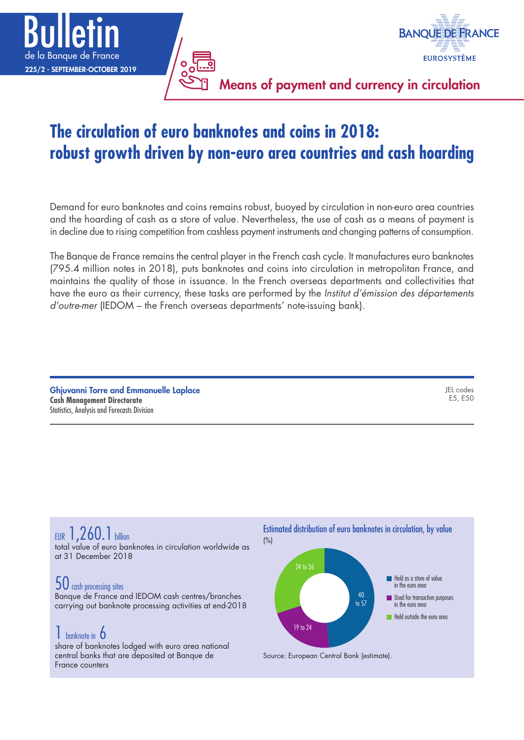Means of payment and currency in circulation

# The circulation of euro banknotes and coins in 2018: robust growth driven by non-euro area countries and cash hoarding

Demand for euro banknotes and coins remains robust, buoyed by circulation in non-euro area countries and the hoarding of cash as a store of value. Nevertheless, the use of cash as a means of payment is in decline due to rising competition from cashless payment instruments and changing patterns of consumption.

The Banque de France remains the central player in the French cash cycle. It manufactures euro banknotes (795.4 million notes in 2018), puts banknotes and coins into circulation in metropolitan France, and maintains the quality of those in issuance. In the French overseas departments and collectivities that have the euro as their currency, these tasks are performed by the *Institut d'émission des départements d'outre-mer* (IEDOM – the French overseas departments' note-issuing bank).

**Ghjuvanni Torre and Emmanuelle Laplace**
**Cash Management Directorate**
Statistics, Analysis and Forecasts Division

JEL codes
E5, E50

EUR **1,260.1** billion
total value of euro banknotes in circulation worldwide as at 31 December 2018

**50** cash processing sites
Banque de France and IEDOM cash centres/branches carrying out banknote processing activities at end-2018

**1** banknote in **6**
share of banknotes lodged with euro area national central banks that are deposited at Banque de France counters

Estimated distribution of euro banknotes in circulation, by value
(%)

| Category | Share (%) |
|---|---|
| Held as a store of value in the euro area | 40 to 57 |
| Used for transaction purposes in the euro area | 19 to 24 |
| Held outside the euro area | 24 to 36 |

Source: European Central Bank (estimate).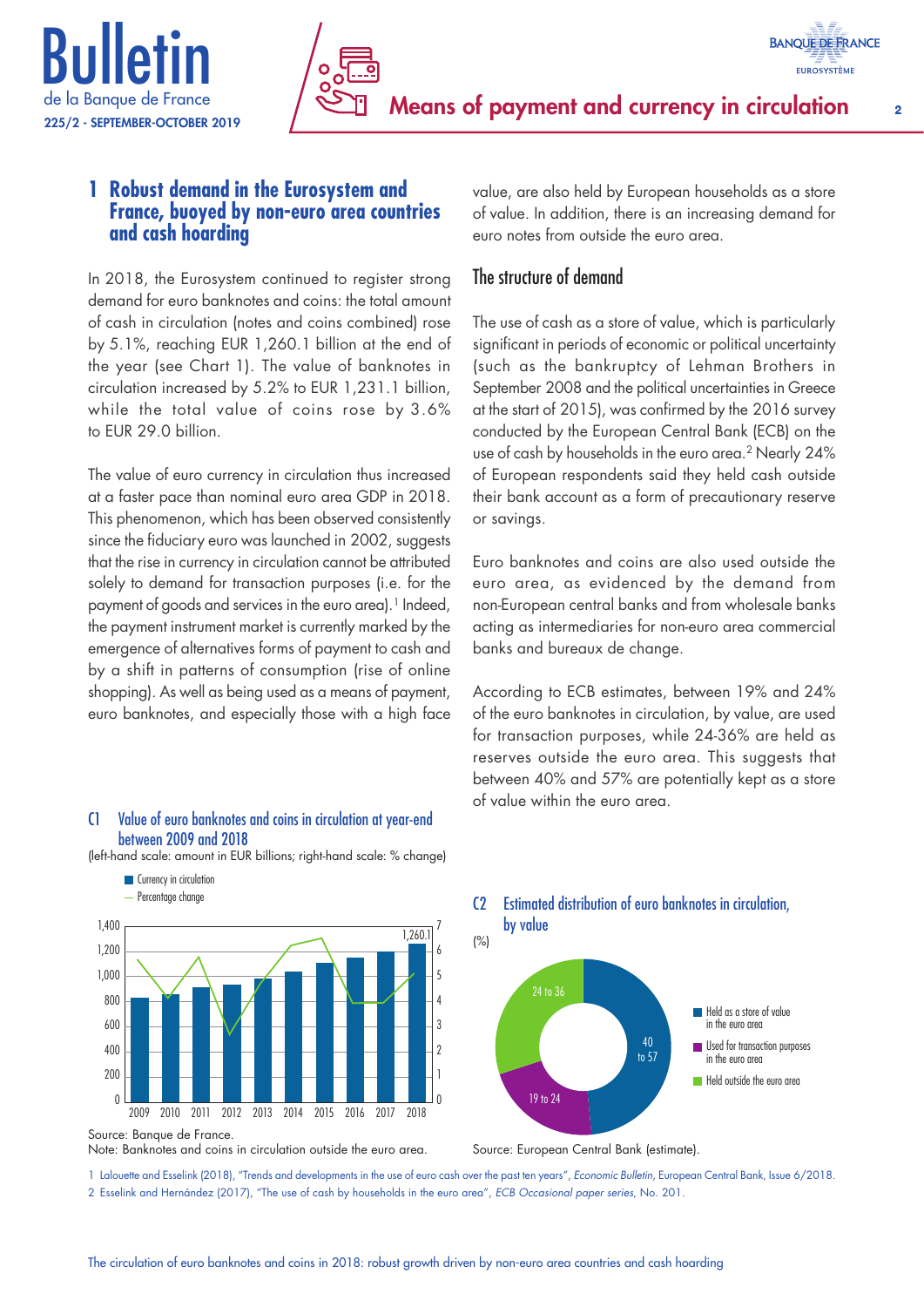## 1 Robust demand in the Eurosystem and France, buoyed by non-euro area countries and cash hoarding

In 2018, the Eurosystem continued to register strong demand for euro banknotes and coins: the total amount of cash in circulation (notes and coins combined) rose by 5.1%, reaching EUR 1,260.1 billion at the end of the year (see Chart 1). The value of banknotes in circulation increased by 5.2% to EUR 1,231.1 billion, while the total value of coins rose by 3.6% to EUR 29.0 billion.

The value of euro currency in circulation thus increased at a faster pace than nominal euro area GDP in 2018. This phenomenon, which has been observed consistently since the fiduciary euro was launched in 2002, suggests that the rise in currency in circulation cannot be attributed solely to demand for transaction purposes (i.e. for the payment of goods and services in the euro area).[1] Indeed, the payment instrument market is currently marked by the emergence of alternatives forms of payment to cash and by a shift in patterns of consumption (rise of online shopping). As well as being used as a means of payment, euro banknotes, and especially those with a high face value, are also held by European households as a store of value. In addition, there is an increasing demand for euro notes from outside the euro area.

### The structure of demand

The use of cash as a store of value, which is particularly significant in periods of economic or political uncertainty (such as the bankruptcy of Lehman Brothers in September 2008 and the political uncertainties in Greece at the start of 2015), was confirmed by the 2016 survey conducted by the European Central Bank (ECB) on the use of cash by households in the euro area.[2] Nearly 24% of European respondents said they held cash outside their bank account as a form of precautionary reserve or savings.

Euro banknotes and coins are also used outside the euro area, as evidenced by the demand from non-European central banks and from wholesale banks acting as intermediaries for non-euro area commercial banks and bureaux de change.

According to ECB estimates, between 19% and 24% of the euro banknotes in circulation, by value, are used for transaction purposes, while 24-36% are held as reserves outside the euro area. This suggests that between 40% and 57% are potentially kept as a store of value within the euro area.

**C1 Value of euro banknotes and coins in circulation at year-end between 2009 and 2018**

(left-hand scale: amount in EUR billions; right-hand scale: % change)

Legend: Currency in circulation; Percentage change

Axis values: 2009–2018; last bar labelled 1,260.1

Source: Banque de France.

Note: Banknotes and coins in circulation outside the euro area.

**C2 Estimated distribution of euro banknotes in circulation, by value**

(%)

- Held as a store of value in the euro area: 40 to 57
- Used for transaction purposes in the euro area: 19 to 24
- Held outside the euro area: 24 to 36

Source: European Central Bank (estimate).

1 Lalouette and Esselink (2018), "Trends and developments in the use of euro cash over the past ten years", *Economic Bulletin*, European Central Bank, Issue 6/2018.

2 Esselink and Hernández (2017), "The use of cash by households in the euro area", *ECB Occasional paper series*, No. 201.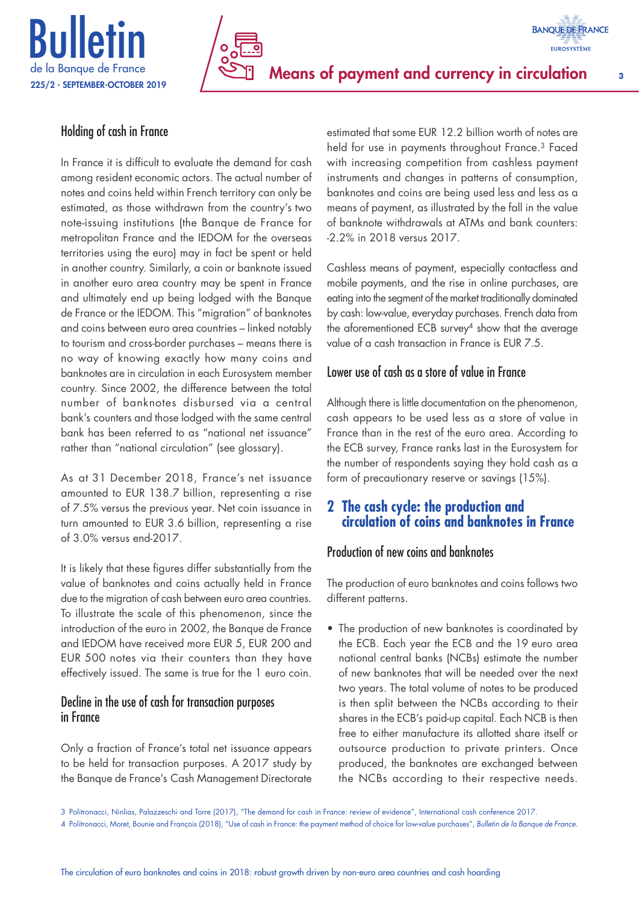### Holding of cash in France

In France it is difficult to evaluate the demand for cash among resident economic actors. The actual number of notes and coins held within French territory can only be estimated, as those withdrawn from the country's two note-issuing institutions (the Banque de France for metropolitan France and the IEDOM for the overseas territories using the euro) may in fact be spent or held in another country. Similarly, a coin or banknote issued in another euro area country may be spent in France and ultimately end up being lodged with the Banque de France or the IEDOM. This "migration" of banknotes and coins between euro area countries – linked notably to tourism and cross-border purchases – means there is no way of knowing exactly how many coins and banknotes are in circulation in each Eurosystem member country. Since 2002, the difference between the total number of banknotes disbursed via a central bank's counters and those lodged with the same central bank has been referred to as "national net issuance" rather than "national circulation" (see glossary).

As at 31 December 2018, France's net issuance amounted to EUR 138.7 billion, representing a rise of 7.5% versus the previous year. Net coin issuance in turn amounted to EUR 3.6 billion, representing a rise of 3.0% versus end-2017.

It is likely that these figures differ substantially from the value of banknotes and coins actually held in France due to the migration of cash between euro area countries. To illustrate the scale of this phenomenon, since the introduction of the euro in 2002, the Banque de France and IEDOM have received more EUR 5, EUR 200 and EUR 500 notes via their counters than they have effectively issued. The same is true for the 1 euro coin.

### Decline in the use of cash for transaction purposes in France

Only a fraction of France's total net issuance appears to be held for transaction purposes. A 2017 study by the Banque de France's Cash Management Directorate estimated that some EUR 12.2 billion worth of notes are held for use in payments throughout France.[3] Faced with increasing competition from cashless payment instruments and changes in patterns of consumption, banknotes and coins are being used less and less as a means of payment, as illustrated by the fall in the value of banknote withdrawals at ATMs and bank counters: -2.2% in 2018 versus 2017.

Cashless means of payment, especially contactless and mobile payments, and the rise in online purchases, are eating into the segment of the market traditionally dominated by cash: low-value, everyday purchases. French data from the aforementioned ECB survey[4] show that the average value of a cash transaction in France is EUR 7.5.

### Lower use of cash as a store of value in France

Although there is little documentation on the phenomenon, cash appears to be used less as a store of value in France than in the rest of the euro area. According to the ECB survey, France ranks last in the Eurosystem for the number of respondents saying they hold cash as a form of precautionary reserve or savings (15%).

## 2 The cash cycle: the production and circulation of coins and banknotes in France

### Production of new coins and banknotes

The production of euro banknotes and coins follows two different patterns.

- The production of new banknotes is coordinated by the ECB. Each year the ECB and the 19 euro area national central banks (NCBs) estimate the number of new banknotes that will be needed over the next two years. The total volume of notes to be produced is then split between the NCBs according to their shares in the ECB's paid-up capital. Each NCB is then free to either manufacture its allotted share itself or outsource production to private printers. Once produced, the banknotes are exchanged between the NCBs according to their respective needs.

3 Politronacci, Ninlias, Palazzeschi and Torre (2017), "The demand for cash in France: review of evidence", International cash conference 2017.

4 Politronacci, Moret, Bounie and François (2018), "Use of cash in France: the payment method of choice for low-value purchases", *Bulletin de la Banque de France*.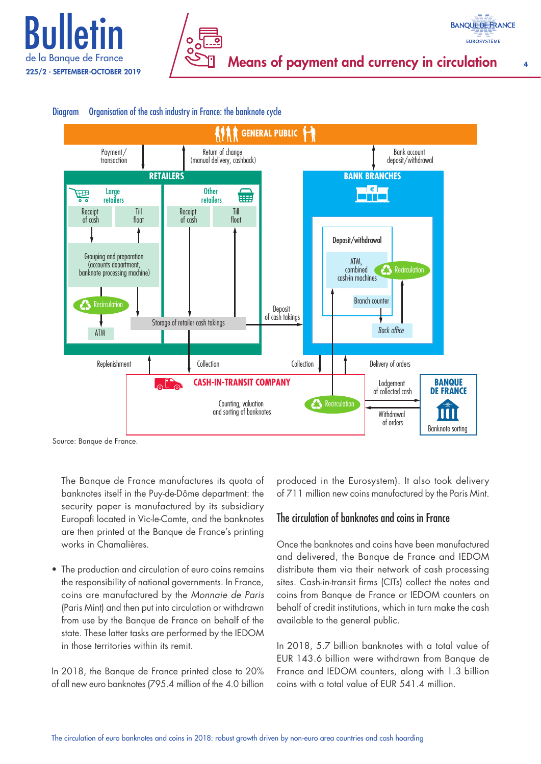Diagram  Organisation of the cash industry in France: the banknote cycle

GENERAL PUBLIC

Payment/transaction — Return of change (manual delivery, cashback) — Bank account deposit/withdrawal

RETAILERS
- Large retailers: Receipt of cash; Till float
- Grouping and preparation (accounts department, banknote processing machine)
- Recirculation
- ATM
- Other retailers: Receipt of cash; Till float
- Storage of retailer cash takings

Deposit of cash takings

BANK BRANCHES
- Deposit/withdrawal
- ATM, combined cash-in machines
- Recirculation
- Branch counter
- *Back office*

Replenishment — Collection — Collection — Delivery of orders

CASH-IN-TRANSIT COMPANY
- Counting, valuation and sorting of banknotes
- Recirculation

Lodgement of collected cash — Withdrawal of orders

BANQUE DE FRANCE
- Banknote sorting

Source: Banque de France.

The Banque de France manufactures its quota of banknotes itself in the Puy-de-Dôme department: the security paper is manufactured by its subsidiary Europafi located in Vic-le-Comte, and the banknotes are then printed at the Banque de France's printing works in Chamalières.

- The production and circulation of euro coins remains the responsibility of national governments. In France, coins are manufactured by the *Monnaie de Paris* (Paris Mint) and then put into circulation or withdrawn from use by the Banque de France on behalf of the state. These latter tasks are performed by the IEDOM in those territories within its remit.

In 2018, the Banque de France printed close to 20% of all new euro banknotes (795.4 million of the 4.0 billion produced in the Eurosystem). It also took delivery of 711 million new coins manufactured by the Paris Mint.

## The circulation of banknotes and coins in France

Once the banknotes and coins have been manufactured and delivered, the Banque de France and IEDOM distribute them via their network of cash processing sites. Cash-in-transit firms (CITs) collect the notes and coins from Banque de France or IEDOM counters on behalf of credit institutions, which in turn make the cash available to the general public.

In 2018, 5.7 billion banknotes with a total value of EUR 143.6 billion were withdrawn from Banque de France and IEDOM counters, along with 1.3 billion coins with a total value of EUR 541.4 million.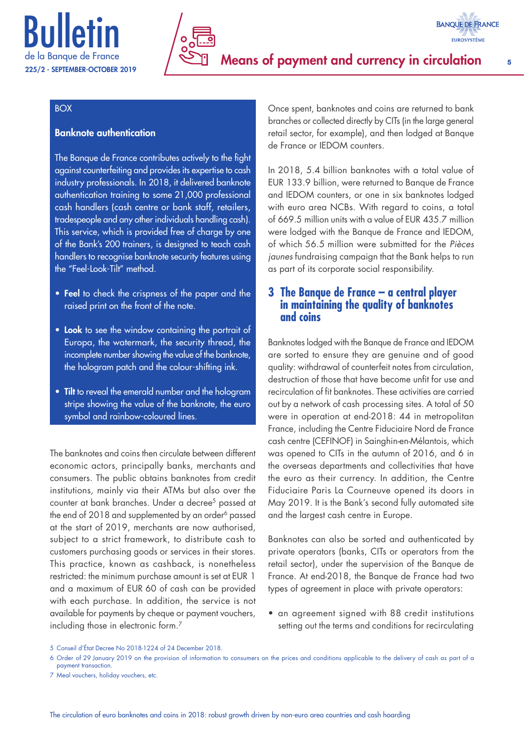**BOX**

**Banknote authentication**

The Banque de France contributes actively to the fight against counterfeiting and provides its expertise to cash industry professionals. In 2018, it delivered banknote authentication training to some 21,000 professional cash handlers (cash centre or bank staff, retailers, tradespeople and any other individuals handling cash). This service, which is provided free of charge by one of the Bank's 200 trainers, is designed to teach cash handlers to recognise banknote security features using the "Feel-Look-Tilt" method.

- **Feel** to check the crispness of the paper and the raised print on the front of the note.
- **Look** to see the window containing the portrait of Europa, the watermark, the security thread, the incomplete number showing the value of the banknote, the hologram patch and the colour-shifting ink.
- **Tilt** to reveal the emerald number and the hologram stripe showing the value of the banknote, the euro symbol and rainbow-coloured lines.

The banknotes and coins then circulate between different economic actors, principally banks, merchants and consumers. The public obtains banknotes from credit institutions, mainly via their ATMs but also over the counter at bank branches. Under a decree[5] passed at the end of 2018 and supplemented by an order[6] passed at the start of 2019, merchants are now authorised, subject to a strict framework, to distribute cash to customers purchasing goods or services in their stores. This practice, known as cashback, is nonetheless restricted: the minimum purchase amount is set at EUR 1 and a maximum of EUR 60 of cash can be provided with each purchase. In addition, the service is not available for payments by cheque or payment vouchers, including those in electronic form.[7]

Once spent, banknotes and coins are returned to bank branches or collected directly by CITs (in the large general retail sector, for example), and then lodged at Banque de France or IEDOM counters.

In 2018, 5.4 billion banknotes with a total value of EUR 133.9 billion, were returned to Banque de France and IEDOM counters, or one in six banknotes lodged with euro area NCBs. With regard to coins, a total of 669.5 million units with a value of EUR 435.7 million were lodged with the Banque de France and IEDOM, of which 56.5 million were submitted for the *Pièces jaunes* fundraising campaign that the Bank helps to run as part of its corporate social responsibility.

## 3 The Banque de France – a central player in maintaining the quality of banknotes and coins

Banknotes lodged with the Banque de France and IEDOM are sorted to ensure they are genuine and of good quality: withdrawal of counterfeit notes from circulation, destruction of those that have become unfit for use and recirculation of fit banknotes. These activities are carried out by a network of cash processing sites. A total of 50 were in operation at end-2018: 44 in metropolitan France, including the Centre Fiduciaire Nord de France cash centre (CEFINOF) in Sainghin-en-Mélantois, which was opened to CITs in the autumn of 2016, and 6 in the overseas departments and collectivities that have the euro as their currency. In addition, the Centre Fiduciaire Paris La Courneuve opened its doors in May 2019. It is the Bank's second fully automated site and the largest cash centre in Europe.

Banknotes can also be sorted and authenticated by private operators (banks, CITs or operators from the retail sector), under the supervision of the Banque de France. At end-2018, the Banque de France had two types of agreement in place with private operators:

- an agreement signed with 88 credit institutions setting out the terms and conditions for recirculating

---

5 Conseil d'État Decree No 2018-1224 of 24 December 2018.

6 Order of 29 January 2019 on the provision of information to consumers on the prices and conditions applicable to the delivery of cash as part of a payment transaction.

7 Meal vouchers, holiday vouchers, etc.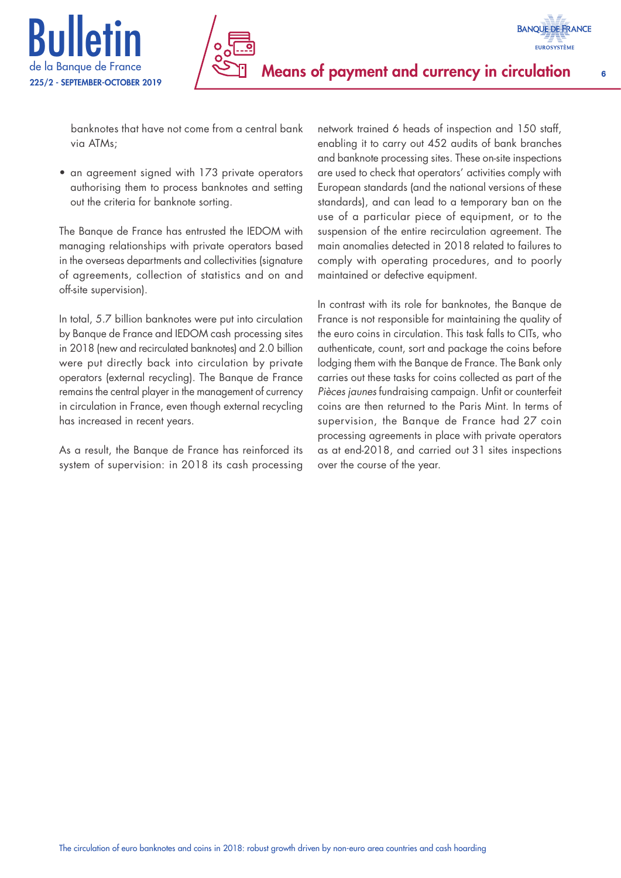banknotes that have not come from a central bank via ATMs;

- an agreement signed with 173 private operators authorising them to process banknotes and setting out the criteria for banknote sorting.

The Banque de France has entrusted the IEDOM with managing relationships with private operators based in the overseas departments and collectivities (signature of agreements, collection of statistics and on and off-site supervision).

In total, 5.7 billion banknotes were put into circulation by Banque de France and IEDOM cash processing sites in 2018 (new and recirculated banknotes) and 2.0 billion were put directly back into circulation by private operators (external recycling). The Banque de France remains the central player in the management of currency in circulation in France, even though external recycling has increased in recent years.

As a result, the Banque de France has reinforced its system of supervision: in 2018 its cash processing network trained 6 heads of inspection and 150 staff, enabling it to carry out 452 audits of bank branches and banknote processing sites. These on-site inspections are used to check that operators' activities comply with European standards (and the national versions of these standards), and can lead to a temporary ban on the use of a particular piece of equipment, or to the suspension of the entire recirculation agreement. The main anomalies detected in 2018 related to failures to comply with operating procedures, and to poorly maintained or defective equipment.

In contrast with its role for banknotes, the Banque de France is not responsible for maintaining the quality of the euro coins in circulation. This task falls to CITs, who authenticate, count, sort and package the coins before lodging them with the Banque de France. The Bank only carries out these tasks for coins collected as part of the *Pièces jaunes* fundraising campaign. Unfit or counterfeit coins are then returned to the Paris Mint. In terms of supervision, the Banque de France had 27 coin processing agreements in place with private operators as at end-2018, and carried out 31 sites inspections over the course of the year.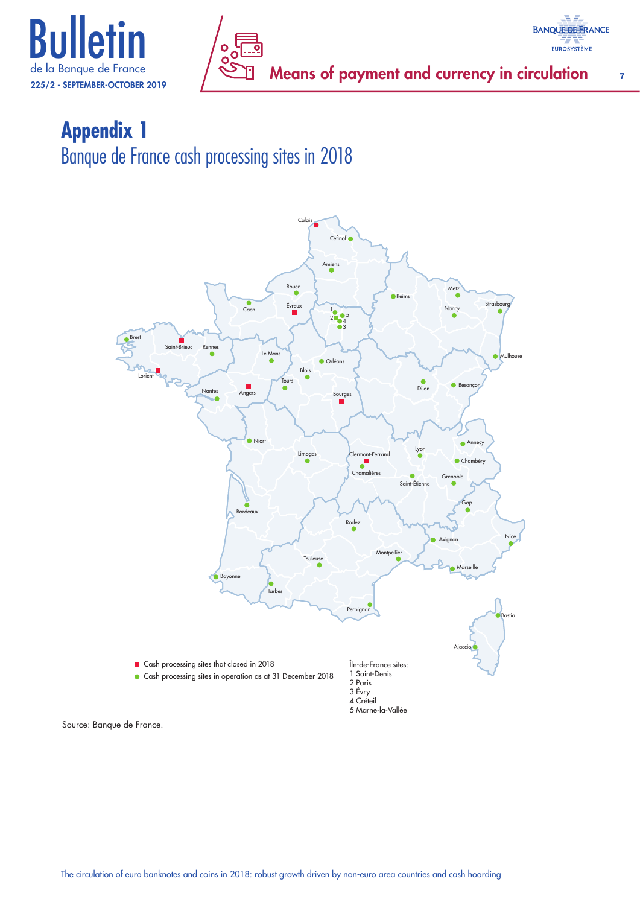# Appendix 1

## Banque de France cash processing sites in 2018

Cash processing sites that closed in 2018

Cash processing sites in operation as at 31 December 2018

Île-de-France sites:
1 Saint-Denis
2 Paris
3 Évry
4 Créteil
5 Marne-la-Vallée

Source: Banque de France.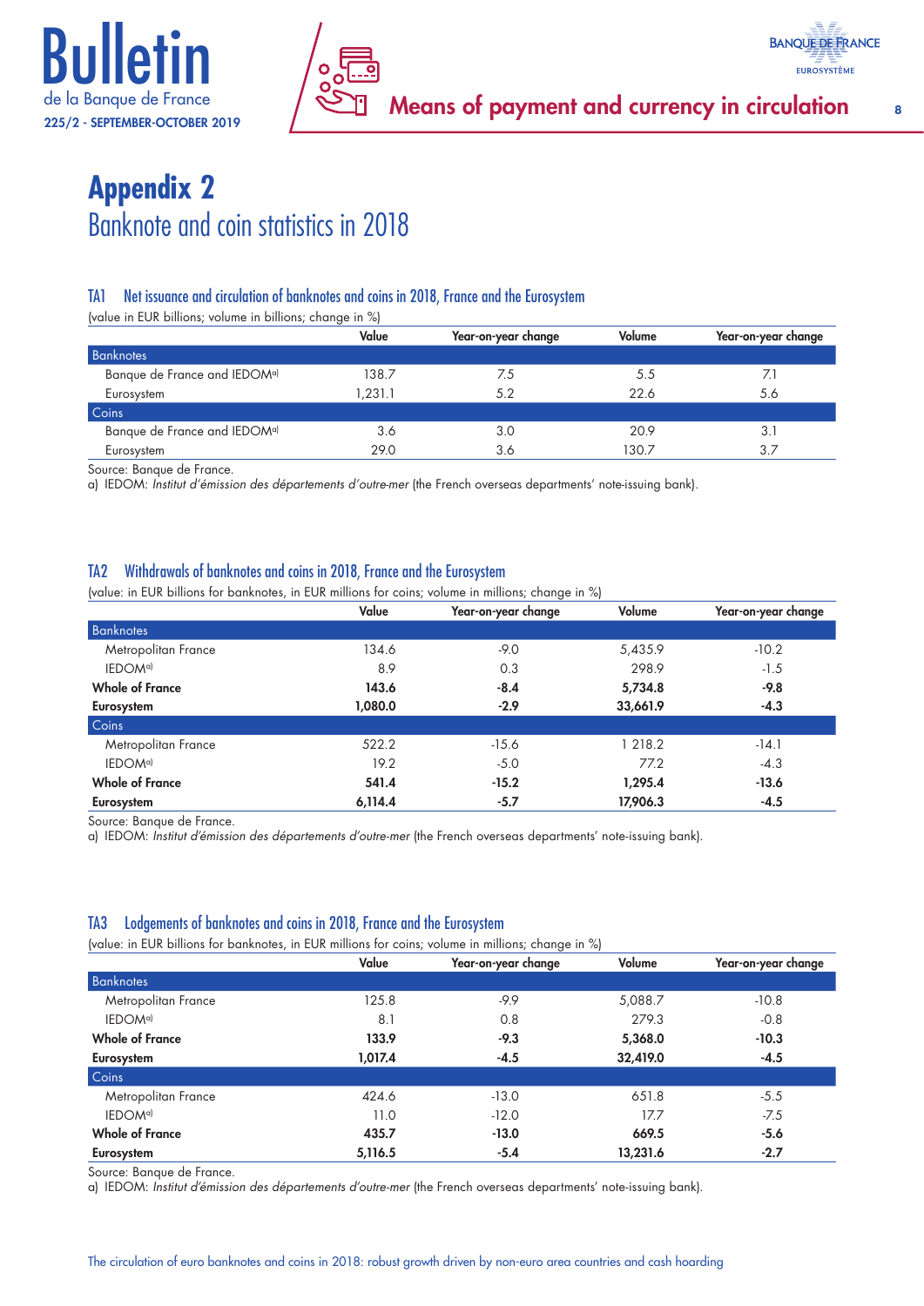# Appendix 2

## Banknote and coin statistics in 2018

### TA1 Net issuance and circulation of banknotes and coins in 2018, France and the Eurosystem

(value in EUR billions; volume in billions; change in %)

| | Value | Year-on-year change | Volume | Year-on-year change |
|---|---|---|---|---|
| **Banknotes** | | | | |
| Banque de France and IEDOM[a] | 138.7 | 7.5 | 5.5 | 7.1 |
| Eurosystem | 1,231.1 | 5.2 | 22.6 | 5.6 |
| **Coins** | | | | |
| Banque de France and IEDOM[a] | 3.6 | 3.0 | 20.9 | 3.1 |
| Eurosystem | 29.0 | 3.6 | 130.7 | 3.7 |

Source: Banque de France.
a) IEDOM: *Institut d'émission des départements d'outre-mer* (the French overseas departments' note-issuing bank).

### TA2 Withdrawals of banknotes and coins in 2018, France and the Eurosystem

(value: in EUR billions for banknotes, in EUR millions for coins; volume in millions; change in %)

| | Value | Year-on-year change | Volume | Year-on-year change |
|---|---|---|---|---|
| **Banknotes** | | | | |
| Metropolitan France | 134.6 | -9.0 | 5,435.9 | -10.2 |
| IEDOM[a] | 8.9 | 0.3 | 298.9 | -1.5 |
| **Whole of France** | **143.6** | **-8.4** | **5,734.8** | **-9.8** |
| **Eurosystem** | **1,080.0** | **-2.9** | **33,661.9** | **-4.3** |
| **Coins** | | | | |
| Metropolitan France | 522.2 | -15.6 | 1 218.2 | -14.1 |
| IEDOM[a] | 19.2 | -5.0 | 77.2 | -4.3 |
| **Whole of France** | **541.4** | **-15.2** | **1,295.4** | **-13.6** |
| **Eurosystem** | **6,114.4** | **-5.7** | **17,906.3** | **-4.5** |

Source: Banque de France.
a) IEDOM: *Institut d'émission des départements d'outre-mer* (the French overseas departments' note-issuing bank).

### TA3 Lodgements of banknotes and coins in 2018, France and the Eurosystem

(value: in EUR billions for banknotes, in EUR millions for coins; volume in millions; change in %)

| | Value | Year-on-year change | Volume | Year-on-year change |
|---|---|---|---|---|
| **Banknotes** | | | | |
| Metropolitan France | 125.8 | -9.9 | 5,088.7 | -10.8 |
| IEDOM[a] | 8.1 | 0.8 | 279.3 | -0.8 |
| **Whole of France** | **133.9** | **-9.3** | **5,368.0** | **-10.3** |
| **Eurosystem** | **1,017.4** | **-4.5** | **32,419.0** | **-4.5** |
| **Coins** | | | | |
| Metropolitan France | 424.6 | -13.0 | 651.8 | -5.5 |
| IEDOM[a] | 11.0 | -12.0 | 17.7 | -7.5 |
| **Whole of France** | **435.7** | **-13.0** | **669.5** | **-5.6** |
| **Eurosystem** | **5,116.5** | **-5.4** | **13,231.6** | **-2.7** |

Source: Banque de France.
a) IEDOM: *Institut d'émission des départements d'outre-mer* (the French overseas departments' note-issuing bank).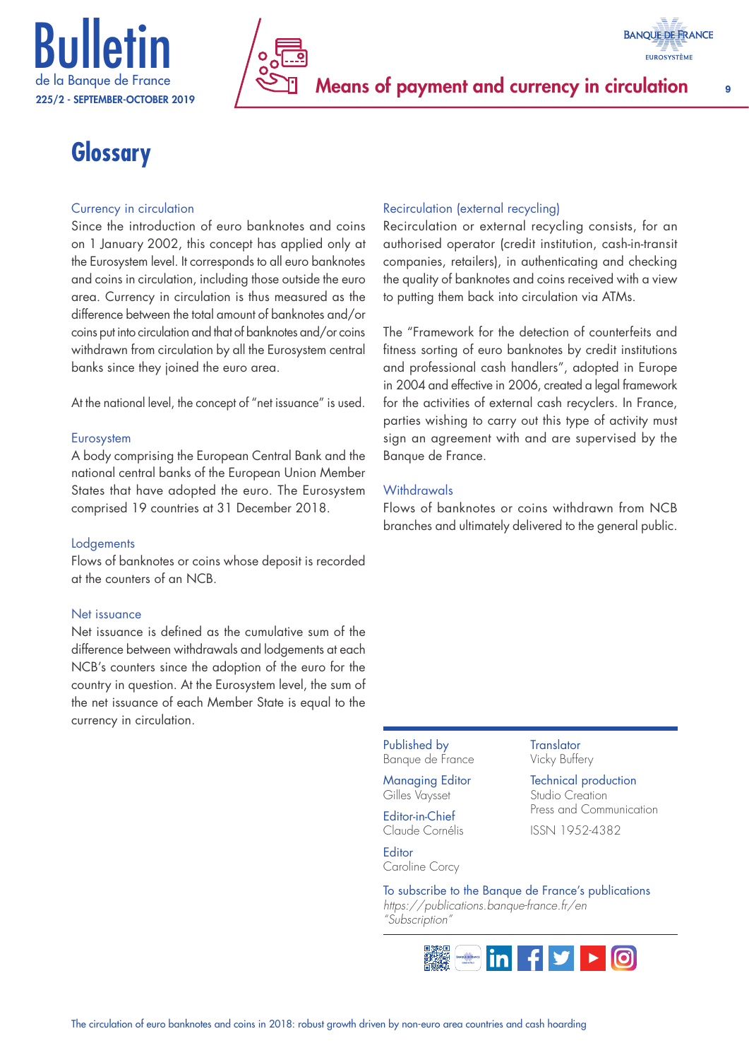# Glossary

### Currency in circulation

Since the introduction of euro banknotes and coins on 1 January 2002, this concept has applied only at the Eurosystem level. It corresponds to all euro banknotes and coins in circulation, including those outside the euro area. Currency in circulation is thus measured as the difference between the total amount of banknotes and/or coins put into circulation and that of banknotes and/or coins withdrawn from circulation by all the Eurosystem central banks since they joined the euro area.

At the national level, the concept of "net issuance" is used.

### Eurosystem

A body comprising the European Central Bank and the national central banks of the European Union Member States that have adopted the euro. The Eurosystem comprised 19 countries at 31 December 2018.

### Lodgements

Flows of banknotes or coins whose deposit is recorded at the counters of an NCB.

### Net issuance

Net issuance is defined as the cumulative sum of the difference between withdrawals and lodgements at each NCB's counters since the adoption of the euro for the country in question. At the Eurosystem level, the sum of the net issuance of each Member State is equal to the currency in circulation.

### Recirculation (external recycling)

Recirculation or external recycling consists, for an authorised operator (credit institution, cash-in-transit companies, retailers), in authenticating and checking the quality of banknotes and coins received with a view to putting them back into circulation via ATMs.

The "Framework for the detection of counterfeits and fitness sorting of euro banknotes by credit institutions and professional cash handlers", adopted in Europe in 2004 and effective in 2006, created a legal framework for the activities of external cash recyclers. In France, parties wishing to carry out this type of activity must sign an agreement with and are supervised by the Banque de France.

### Withdrawals

Flows of banknotes or coins withdrawn from NCB branches and ultimately delivered to the general public.

---

Published by
Banque de France

Managing Editor
Gilles Vaysset

Editor-in-Chief
Claude Cornélis

Editor
Caroline Corcy

Translator
Vicky Buffery

Technical production
Studio Creation
Press and Communication

ISSN 1952-4382

To subscribe to the Banque de France's publications
*https://publications.banque-france.fr/en*
*"Subscription"*